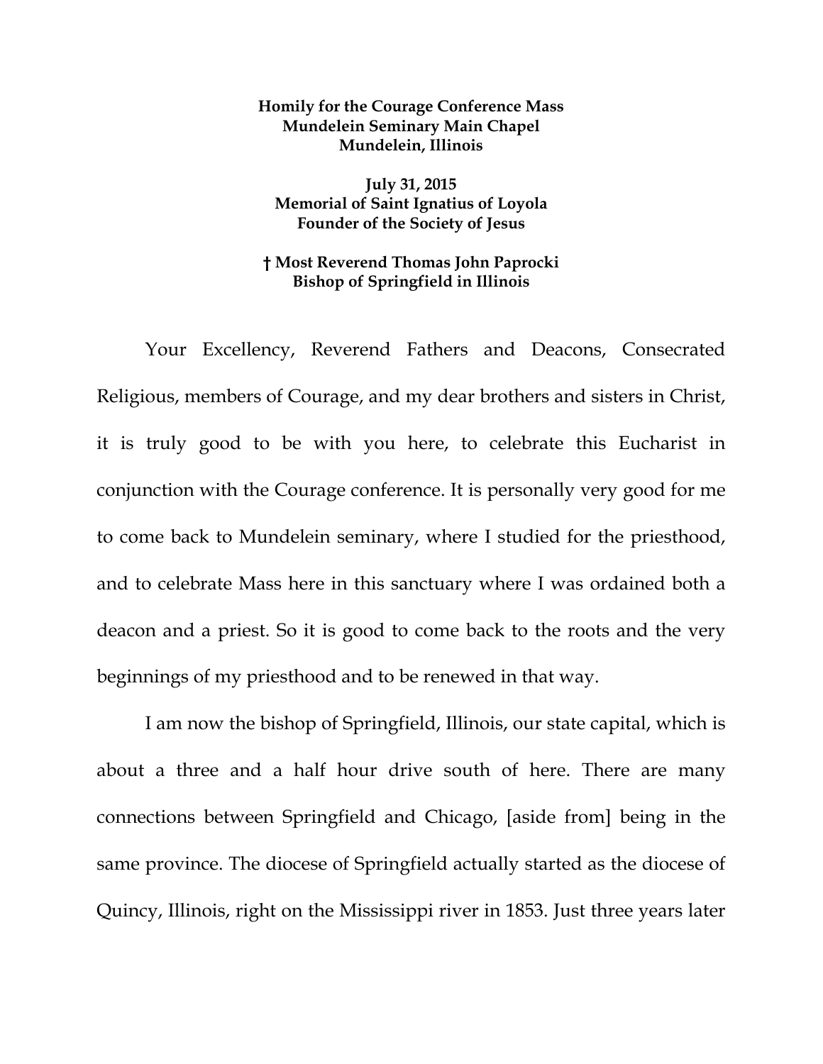**Homily for the Courage Conference Mass**
**Mundelein Seminary Main Chapel**
**Mundelein, Illinois**

**July 31, 2015**
**Memorial of Saint Ignatius of Loyola**
**Founder of the Society of Jesus**

**† Most Reverend Thomas John Paprocki**
**Bishop of Springfield in Illinois**

Your Excellency, Reverend Fathers and Deacons, Consecrated Religious, members of Courage, and my dear brothers and sisters in Christ, it is truly good to be with you here, to celebrate this Eucharist in conjunction with the Courage conference. It is personally very good for me to come back to Mundelein seminary, where I studied for the priesthood, and to celebrate Mass here in this sanctuary where I was ordained both a deacon and a priest. So it is good to come back to the roots and the very beginnings of my priesthood and to be renewed in that way.

I am now the bishop of Springfield, Illinois, our state capital, which is about a three and a half hour drive south of here. There are many connections between Springfield and Chicago, [aside from] being in the same province. The diocese of Springfield actually started as the diocese of Quincy, Illinois, right on the Mississippi river in 1853. Just three years later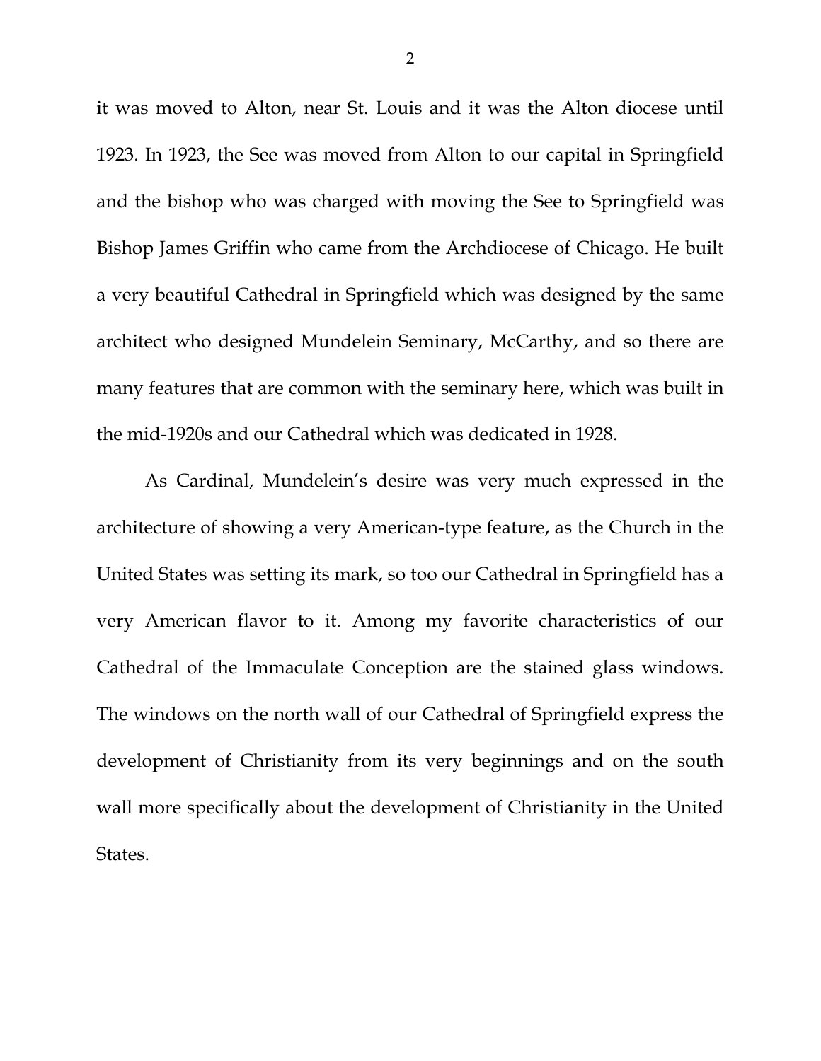it was moved to Alton, near St. Louis and it was the Alton diocese until 1923. In 1923, the See was moved from Alton to our capital in Springfield and the bishop who was charged with moving the See to Springfield was Bishop James Griffin who came from the Archdiocese of Chicago. He built a very beautiful Cathedral in Springfield which was designed by the same architect who designed Mundelein Seminary, McCarthy, and so there are many features that are common with the seminary here, which was built in the mid-1920s and our Cathedral which was dedicated in 1928.

As Cardinal, Mundelein's desire was very much expressed in the architecture of showing a very American-type feature, as the Church in the United States was setting its mark, so too our Cathedral in Springfield has a very American flavor to it. Among my favorite characteristics of our Cathedral of the Immaculate Conception are the stained glass windows. The windows on the north wall of our Cathedral of Springfield express the development of Christianity from its very beginnings and on the south wall more specifically about the development of Christianity in the United States.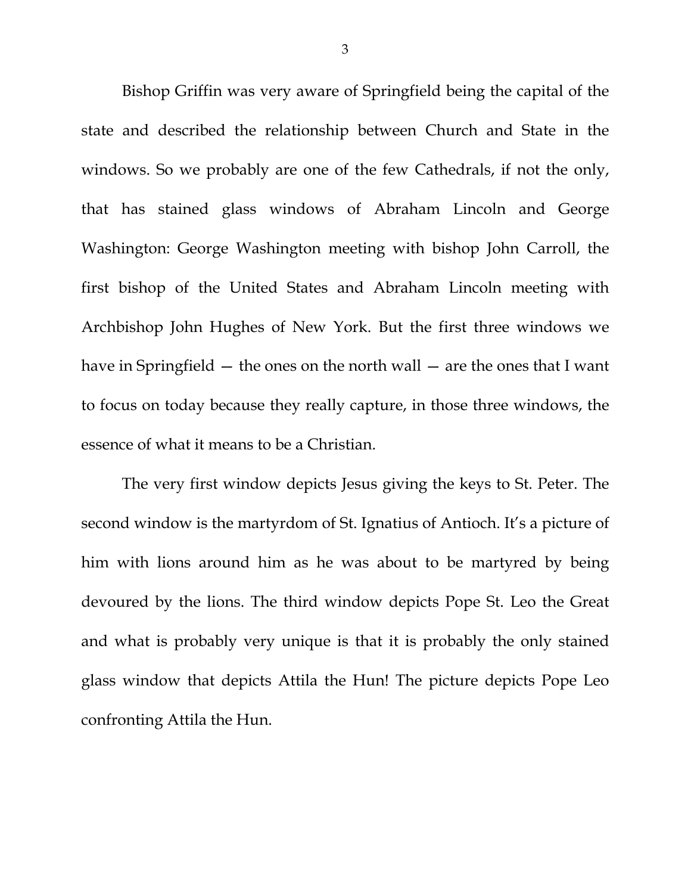Bishop Griffin was very aware of Springfield being the capital of the state and described the relationship between Church and State in the windows. So we probably are one of the few Cathedrals, if not the only, that has stained glass windows of Abraham Lincoln and George Washington: George Washington meeting with bishop John Carroll, the first bishop of the United States and Abraham Lincoln meeting with Archbishop John Hughes of New York. But the first three windows we have in Springfield — the ones on the north wall — are the ones that I want to focus on today because they really capture, in those three windows, the essence of what it means to be a Christian.

The very first window depicts Jesus giving the keys to St. Peter. The second window is the martyrdom of St. Ignatius of Antioch. It's a picture of him with lions around him as he was about to be martyred by being devoured by the lions. The third window depicts Pope St. Leo the Great and what is probably very unique is that it is probably the only stained glass window that depicts Attila the Hun! The picture depicts Pope Leo confronting Attila the Hun.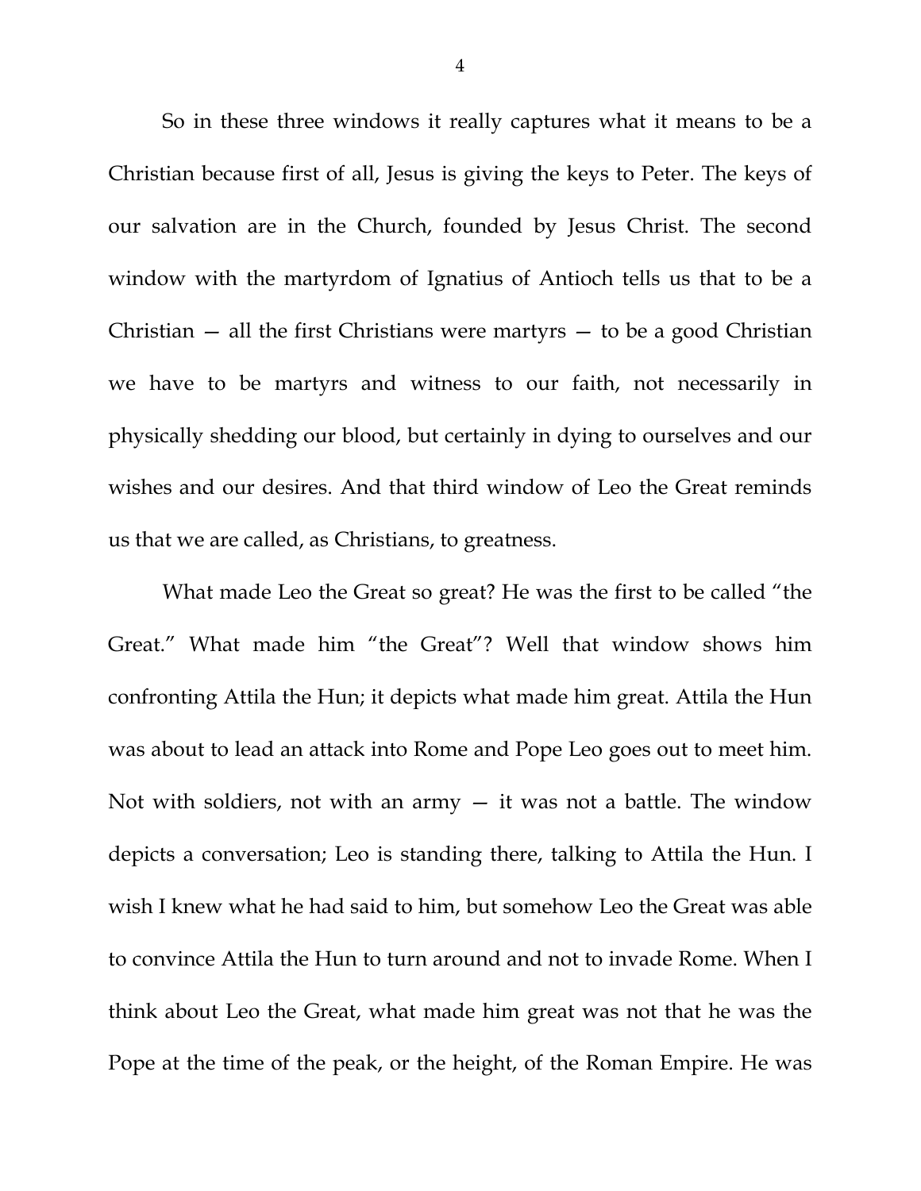So in these three windows it really captures what it means to be a Christian because first of all, Jesus is giving the keys to Peter. The keys of our salvation are in the Church, founded by Jesus Christ. The second window with the martyrdom of Ignatius of Antioch tells us that to be a Christian — all the first Christians were martyrs — to be a good Christian we have to be martyrs and witness to our faith, not necessarily in physically shedding our blood, but certainly in dying to ourselves and our wishes and our desires. And that third window of Leo the Great reminds us that we are called, as Christians, to greatness.

What made Leo the Great so great? He was the first to be called "the Great." What made him "the Great"? Well that window shows him confronting Attila the Hun; it depicts what made him great. Attila the Hun was about to lead an attack into Rome and Pope Leo goes out to meet him. Not with soldiers, not with an army — it was not a battle. The window depicts a conversation; Leo is standing there, talking to Attila the Hun. I wish I knew what he had said to him, but somehow Leo the Great was able to convince Attila the Hun to turn around and not to invade Rome. When I think about Leo the Great, what made him great was not that he was the Pope at the time of the peak, or the height, of the Roman Empire. He was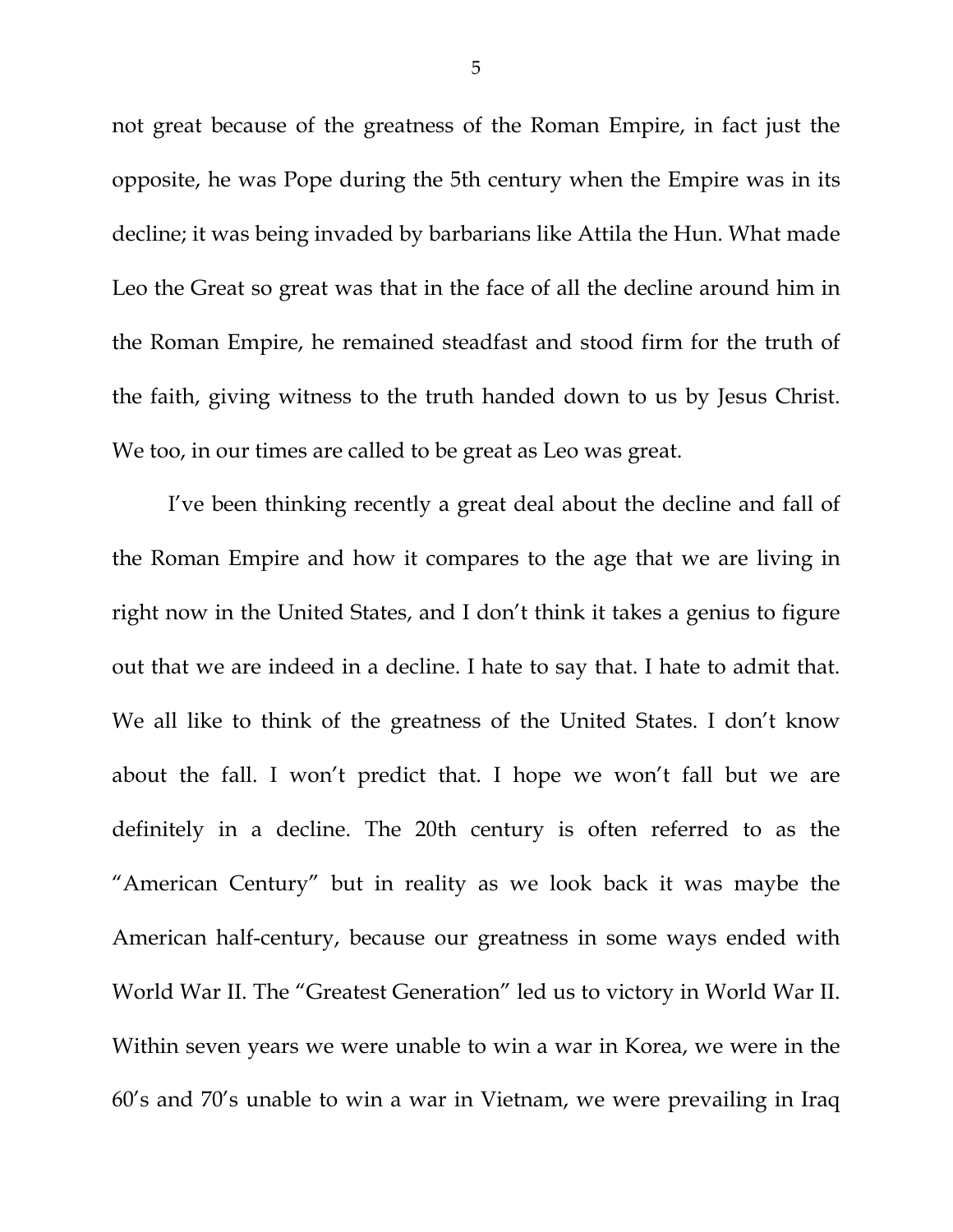not great because of the greatness of the Roman Empire, in fact just the opposite, he was Pope during the 5th century when the Empire was in its decline; it was being invaded by barbarians like Attila the Hun. What made Leo the Great so great was that in the face of all the decline around him in the Roman Empire, he remained steadfast and stood firm for the truth of the faith, giving witness to the truth handed down to us by Jesus Christ. We too, in our times are called to be great as Leo was great.

I've been thinking recently a great deal about the decline and fall of the Roman Empire and how it compares to the age that we are living in right now in the United States, and I don't think it takes a genius to figure out that we are indeed in a decline. I hate to say that. I hate to admit that. We all like to think of the greatness of the United States. I don't know about the fall. I won't predict that. I hope we won't fall but we are definitely in a decline. The 20th century is often referred to as the "American Century" but in reality as we look back it was maybe the American half-century, because our greatness in some ways ended with World War II. The "Greatest Generation" led us to victory in World War II. Within seven years we were unable to win a war in Korea, we were in the 60's and 70's unable to win a war in Vietnam, we were prevailing in Iraq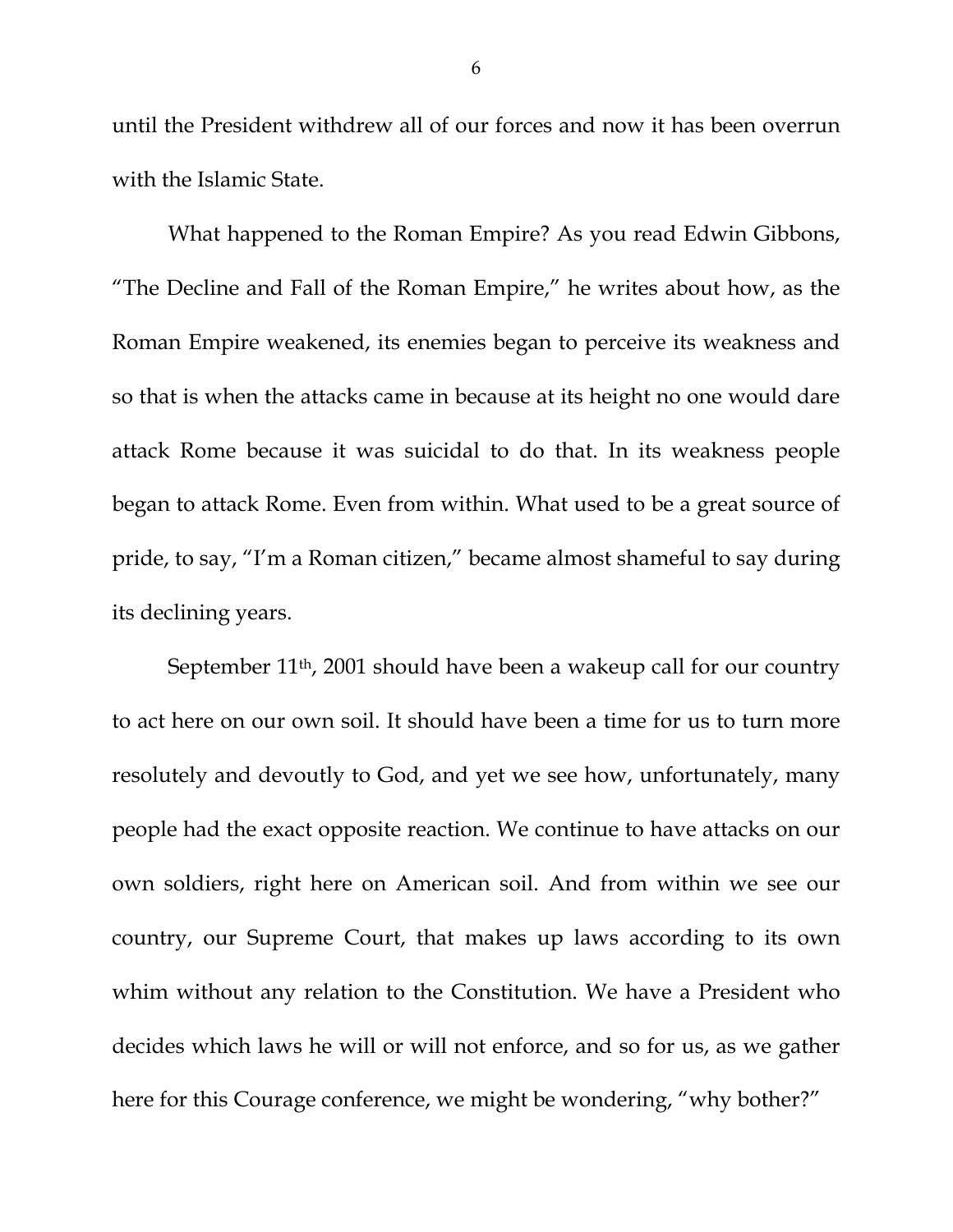until the President withdrew all of our forces and now it has been overrun with the Islamic State.

What happened to the Roman Empire? As you read Edwin Gibbons, "The Decline and Fall of the Roman Empire," he writes about how, as the Roman Empire weakened, its enemies began to perceive its weakness and so that is when the attacks came in because at its height no one would dare attack Rome because it was suicidal to do that. In its weakness people began to attack Rome. Even from within. What used to be a great source of pride, to say, "I'm a Roman citizen," became almost shameful to say during its declining years.

September 11th, 2001 should have been a wakeup call for our country to act here on our own soil. It should have been a time for us to turn more resolutely and devoutly to God, and yet we see how, unfortunately, many people had the exact opposite reaction. We continue to have attacks on our own soldiers, right here on American soil. And from within we see our country, our Supreme Court, that makes up laws according to its own whim without any relation to the Constitution. We have a President who decides which laws he will or will not enforce, and so for us, as we gather here for this Courage conference, we might be wondering, "why bother?"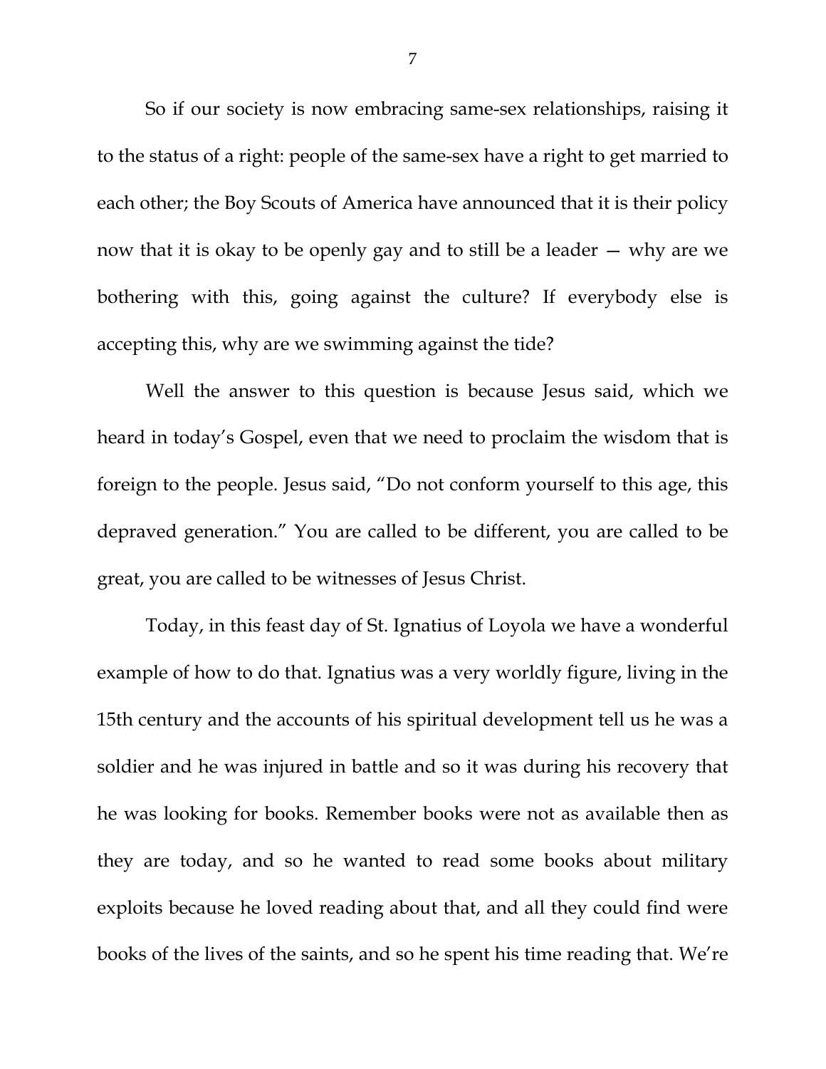So if our society is now embracing same-sex relationships, raising it to the status of a right: people of the same-sex have a right to get married to each other; the Boy Scouts of America have announced that it is their policy now that it is okay to be openly gay and to still be a leader — why are we bothering with this, going against the culture? If everybody else is accepting this, why are we swimming against the tide?

Well the answer to this question is because Jesus said, which we heard in today's Gospel, even that we need to proclaim the wisdom that is foreign to the people. Jesus said, "Do not conform yourself to this age, this depraved generation." You are called to be different, you are called to be great, you are called to be witnesses of Jesus Christ.

Today, in this feast day of St. Ignatius of Loyola we have a wonderful example of how to do that. Ignatius was a very worldly figure, living in the 15th century and the accounts of his spiritual development tell us he was a soldier and he was injured in battle and so it was during his recovery that he was looking for books. Remember books were not as available then as they are today, and so he wanted to read some books about military exploits because he loved reading about that, and all they could find were books of the lives of the saints, and so he spent his time reading that. We're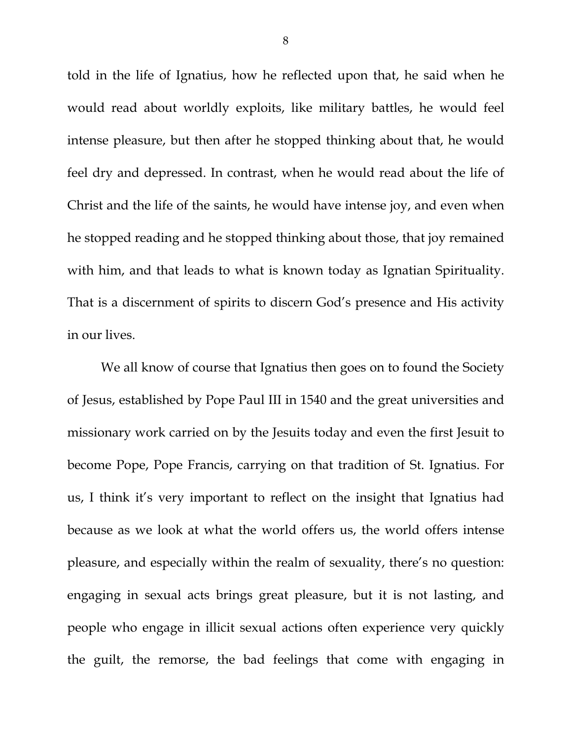told in the life of Ignatius, how he reflected upon that, he said when he would read about worldly exploits, like military battles, he would feel intense pleasure, but then after he stopped thinking about that, he would feel dry and depressed. In contrast, when he would read about the life of Christ and the life of the saints, he would have intense joy, and even when he stopped reading and he stopped thinking about those, that joy remained with him, and that leads to what is known today as Ignatian Spirituality. That is a discernment of spirits to discern God's presence and His activity in our lives.

We all know of course that Ignatius then goes on to found the Society of Jesus, established by Pope Paul III in 1540 and the great universities and missionary work carried on by the Jesuits today and even the first Jesuit to become Pope, Pope Francis, carrying on that tradition of St. Ignatius. For us, I think it's very important to reflect on the insight that Ignatius had because as we look at what the world offers us, the world offers intense pleasure, and especially within the realm of sexuality, there's no question: engaging in sexual acts brings great pleasure, but it is not lasting, and people who engage in illicit sexual actions often experience very quickly the guilt, the remorse, the bad feelings that come with engaging in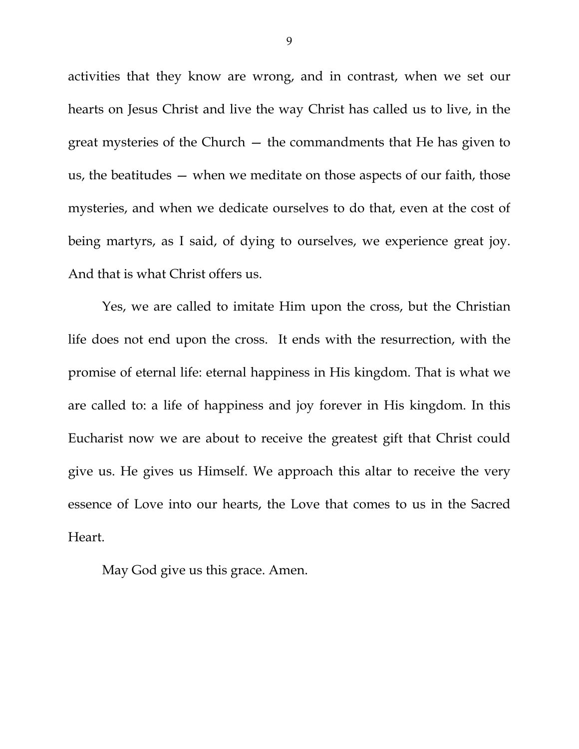activities that they know are wrong, and in contrast, when we set our hearts on Jesus Christ and live the way Christ has called us to live, in the great mysteries of the Church — the commandments that He has given to us, the beatitudes — when we meditate on those aspects of our faith, those mysteries, and when we dedicate ourselves to do that, even at the cost of being martyrs, as I said, of dying to ourselves, we experience great joy. And that is what Christ offers us.

Yes, we are called to imitate Him upon the cross, but the Christian life does not end upon the cross. It ends with the resurrection, with the promise of eternal life: eternal happiness in His kingdom. That is what we are called to: a life of happiness and joy forever in His kingdom. In this Eucharist now we are about to receive the greatest gift that Christ could give us. He gives us Himself. We approach this altar to receive the very essence of Love into our hearts, the Love that comes to us in the Sacred Heart.

May God give us this grace. Amen.